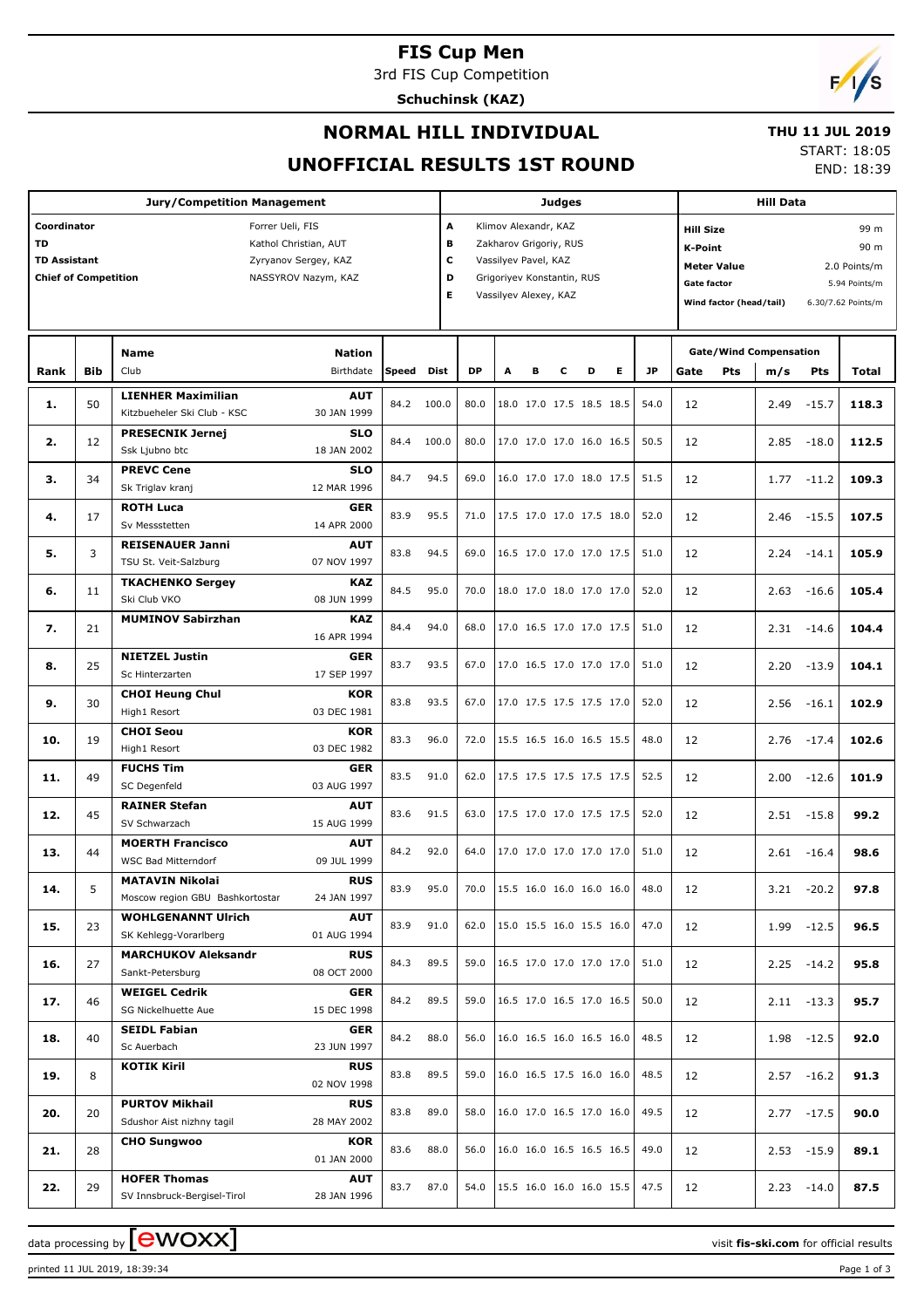# FIS Cup Men

3rd FIS Cup Competition

**Schuchinsk (KAZ)**

## NORMAL HILL INDIVIDUAL

## UNOFFICIAL RESULTS 1ST ROUND

**THU 11 JUL 2019**

START: 18:05

END: 18:39

| Jury/Competition Management | |
|---|---|
| Coordinator | Forrer Ueli, FIS |
| TD | Kathol Christian, AUT |
| TD Assistant | Zyryanov Sergey, KAZ |
| Chief of Competition | NASSYROV Nazym, KAZ |

| Judges | |
|---|---|
| A | Klimov Alexandr, KAZ |
| B | Zakharov Grigoriy, RUS |
| C | Vassilyev Pavel, KAZ |
| D | Grigoriyev Konstantin, RUS |
| E | Vassilyev Alexey, KAZ |

| Hill Data | |
|---|---|
| Hill Size | 99 m |
| K-Point | 90 m |
| Meter Value | 2.0 Points/m |
| Gate factor | 5.94 Points/m |
| Wind factor (head/tail) | 6.30/7.62 Points/m |

| Rank | Bib | Name / Club | Nation / Birthdate | Speed | Dist | DP | A | B | C | D | E | JP | Gate | Gate Pts | Wind m/s | Wind Pts | Total |
|---|---|---|---|---|---|---|---|---|---|---|---|---|---|---|---|---|---|
| 1. | 50 | **LIENHER Maximilian** Kitzbueheler Ski Club - KSC | **AUT** 30 JAN 1999 | 84.2 | 100.0 | 80.0 | 18.0 | 17.0 | 17.5 | 18.5 | 18.5 | 54.0 | 12 | | 2.49 | -15.7 | **118.3** |
| 2. | 12 | **PRESECNIK Jernej** Ssk Ljubno btc | **SLO** 18 JAN 2002 | 84.4 | 100.0 | 80.0 | 17.0 | 17.0 | 17.0 | 16.0 | 16.5 | 50.5 | 12 | | 2.85 | -18.0 | **112.5** |
| 3. | 34 | **PREVC Cene** Sk Triglav kranj | **SLO** 12 MAR 1996 | 84.7 | 94.5 | 69.0 | 16.0 | 17.0 | 17.0 | 18.0 | 17.5 | 51.5 | 12 | | 1.77 | -11.2 | **109.3** |
| 4. | 17 | **ROTH Luca** Sv Messstetten | **GER** 14 APR 2000 | 83.9 | 95.5 | 71.0 | 17.5 | 17.0 | 17.0 | 17.5 | 18.0 | 52.0 | 12 | | 2.46 | -15.5 | **107.5** |
| 5. | 3 | **REISENAUER Janni** TSU St. Veit-Salzburg | **AUT** 07 NOV 1997 | 83.8 | 94.5 | 69.0 | 16.5 | 17.0 | 17.0 | 17.0 | 17.5 | 51.0 | 12 | | 2.24 | -14.1 | **105.9** |
| 6. | 11 | **TKACHENKO Sergey** Ski Club VKO | **KAZ** 08 JUN 1999 | 84.5 | 95.0 | 70.0 | 18.0 | 17.0 | 18.0 | 17.0 | 17.0 | 52.0 | 12 | | 2.63 | -16.6 | **105.4** |
| 7. | 21 | **MUMINOV Sabirzhan** | **KAZ** 16 APR 1994 | 84.4 | 94.0 | 68.0 | 17.0 | 16.5 | 17.0 | 17.0 | 17.5 | 51.0 | 12 | | 2.31 | -14.6 | **104.4** |
| 8. | 25 | **NIETZEL Justin** Sc Hinterzarten | **GER** 17 SEP 1997 | 83.7 | 93.5 | 67.0 | 17.0 | 16.5 | 17.0 | 17.0 | 17.0 | 51.0 | 12 | | 2.20 | -13.9 | **104.1** |
| 9. | 30 | **CHOI Heung Chul** High1 Resort | **KOR** 03 DEC 1981 | 83.8 | 93.5 | 67.0 | 17.0 | 17.5 | 17.5 | 17.5 | 17.0 | 52.0 | 12 | | 2.56 | -16.1 | **102.9** |
| 10. | 19 | **CHOI Seou** High1 Resort | **KOR** 03 DEC 1982 | 83.3 | 96.0 | 72.0 | 15.5 | 16.5 | 16.0 | 16.5 | 15.5 | 48.0 | 12 | | 2.76 | -17.4 | **102.6** |
| 11. | 49 | **FUCHS Tim** SC Degenfeld | **GER** 03 AUG 1997 | 83.5 | 91.0 | 62.0 | 17.5 | 17.5 | 17.5 | 17.5 | 17.5 | 52.5 | 12 | | 2.00 | -12.6 | **101.9** |
| 12. | 45 | **RAINER Stefan** SV Schwarzach | **AUT** 15 AUG 1999 | 83.6 | 91.5 | 63.0 | 17.5 | 17.0 | 17.0 | 17.5 | 17.5 | 52.0 | 12 | | 2.51 | -15.8 | **99.2** |
| 13. | 44 | **MOERTH Francisco** WSC Bad Mitterndorf | **AUT** 09 JUL 1999 | 84.2 | 92.0 | 64.0 | 17.0 | 17.0 | 17.0 | 17.0 | 17.0 | 51.0 | 12 | | 2.61 | -16.4 | **98.6** |
| 14. | 5 | **MATAVIN Nikolai** Moscow region GBU Bashkortostar | **RUS** 24 JAN 1997 | 83.9 | 95.0 | 70.0 | 15.5 | 16.0 | 16.0 | 16.0 | 16.0 | 48.0 | 12 | | 3.21 | -20.2 | **97.8** |
| 15. | 23 | **WOHLGENANNT Ulrich** SK Kehlegg-Vorarlberg | **AUT** 01 AUG 1994 | 83.9 | 91.0 | 62.0 | 15.0 | 15.5 | 16.0 | 15.5 | 16.0 | 47.0 | 12 | | 1.99 | -12.5 | **96.5** |
| 16. | 27 | **MARCHUKOV Aleksandr** Sankt-Petersburg | **RUS** 08 OCT 2000 | 84.3 | 89.5 | 59.0 | 16.5 | 17.0 | 17.0 | 17.0 | 17.0 | 51.0 | 12 | | 2.25 | -14.2 | **95.8** |
| 17. | 46 | **WEIGEL Cedrik** SG Nickelhuette Aue | **GER** 15 DEC 1998 | 84.2 | 89.5 | 59.0 | 16.5 | 17.0 | 16.5 | 17.0 | 16.5 | 50.0 | 12 | | 2.11 | -13.3 | **95.7** |
| 18. | 40 | **SEIDL Fabian** Sc Auerbach | **GER** 23 JUN 1997 | 84.2 | 88.0 | 56.0 | 16.0 | 16.5 | 16.0 | 16.5 | 16.0 | 48.5 | 12 | | 1.98 | -12.5 | **92.0** |
| 19. | 8 | **KOTIK Kiril** | **RUS** 02 NOV 1998 | 83.8 | 89.5 | 59.0 | 16.0 | 16.5 | 17.5 | 16.0 | 16.0 | 48.5 | 12 | | 2.57 | -16.2 | **91.3** |
| 20. | 20 | **PURTOV Mikhail** Sdushor Aist nizhny tagil | **RUS** 28 MAY 2002 | 83.8 | 89.0 | 58.0 | 16.0 | 17.0 | 16.5 | 17.0 | 16.0 | 49.5 | 12 | | 2.77 | -17.5 | **90.0** |
| 21. | 28 | **CHO Sungwoo** | **KOR** 01 JAN 2000 | 83.6 | 88.0 | 56.0 | 16.0 | 16.0 | 16.5 | 16.5 | 16.5 | 49.0 | 12 | | 2.53 | -15.9 | **89.1** |
| 22. | 29 | **HOFER Thomas** SV Innsbruck-Bergisel-Tirol | **AUT** 28 JAN 1996 | 83.7 | 87.0 | 54.0 | 15.5 | 16.0 | 16.0 | 16.0 | 15.5 | 47.5 | 12 | | 2.23 | -14.0 | **87.5** |

data processing by [ewoxx] visit **fis-ski.com** for official results

printed 11 JUL 2019, 18:39:34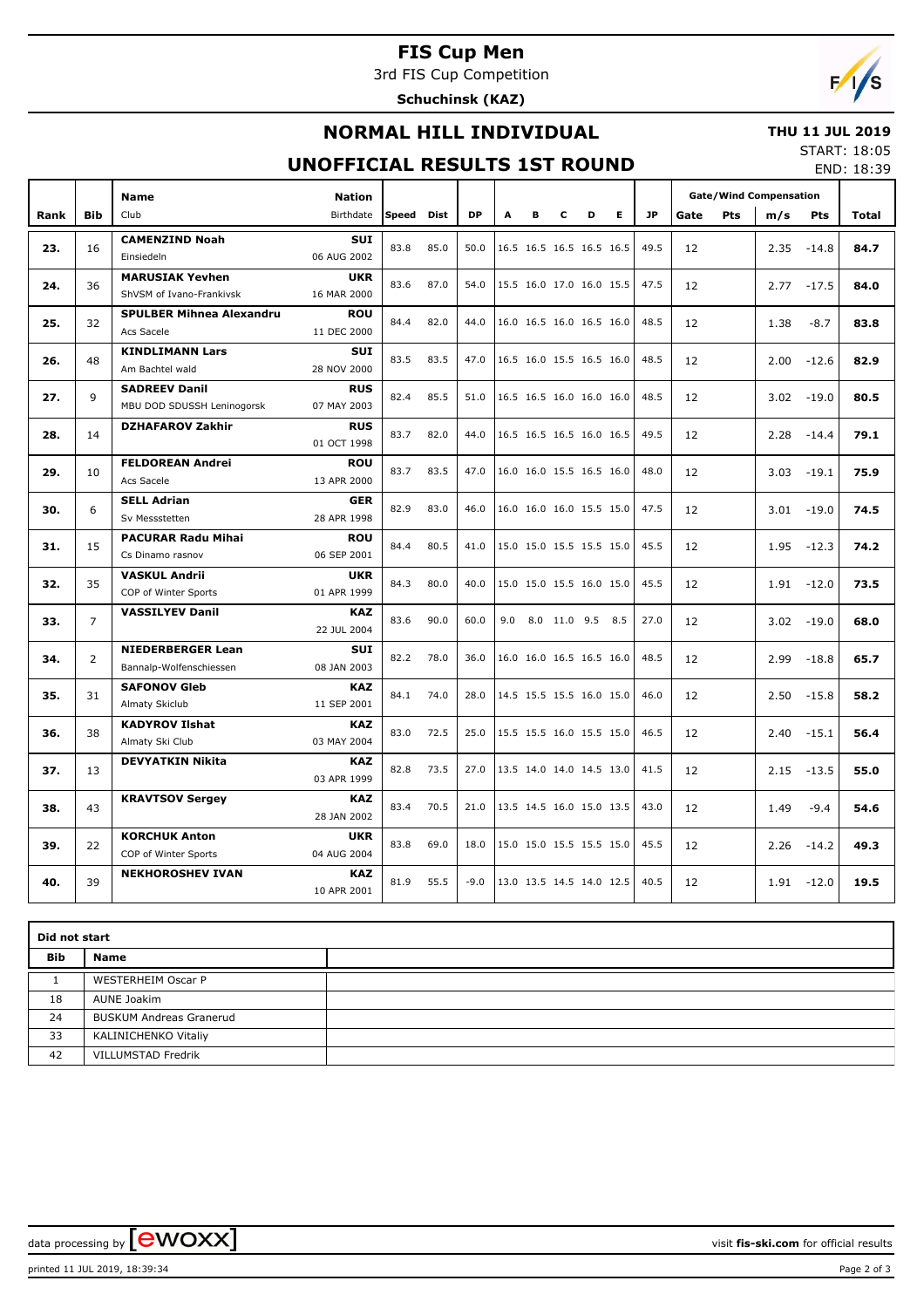# FIS Cup Men

3rd FIS Cup Competition

**Schuchinsk (KAZ)**

## NORMAL HILL INDIVIDUAL

**THU 11 JUL 2019**

START: 18:05
END: 18:39

## UNOFFICIAL RESULTS 1ST ROUND

| Rank | Bib | Name / Club | Nation / Birthdate | Speed | Dist | DP | A | B | C | D | E | JP | Gate | Pts | m/s | Pts | Total |
|---|---|---|---|---|---|---|---|---|---|---|---|---|---|---|---|---|---|
| 23. | 16 | **CAMENZIND Noah**<br>Einsiedeln | **SUI**<br>06 AUG 2002 | 83.8 | 85.0 | 50.0 | 16.5 | 16.5 | 16.5 | 16.5 | 16.5 | 49.5 | 12 | | 2.35 | -14.8 | **84.7** |
| 24. | 36 | **MARUSIAK Yevhen**<br>ShVSM of Ivano-Frankivsk | **UKR**<br>16 MAR 2000 | 83.6 | 87.0 | 54.0 | 15.5 | 16.0 | 17.0 | 16.0 | 15.5 | 47.5 | 12 | | 2.77 | -17.5 | **84.0** |
| 25. | 32 | **SPULBER Mihnea Alexandru**<br>Acs Sacele | **ROU**<br>11 DEC 2000 | 84.4 | 82.0 | 44.0 | 16.0 | 16.5 | 16.0 | 16.5 | 16.0 | 48.5 | 12 | | 1.38 | -8.7 | **83.8** |
| 26. | 48 | **KINDLIMANN Lars**<br>Am Bachtel wald | **SUI**<br>28 NOV 2000 | 83.5 | 83.5 | 47.0 | 16.5 | 16.0 | 15.5 | 16.5 | 16.0 | 48.5 | 12 | | 2.00 | -12.6 | **82.9** |
| 27. | 9 | **SADREEV Danil**<br>MBU DOD SDUSSH Leninogorsk | **RUS**<br>07 MAY 2003 | 82.4 | 85.5 | 51.0 | 16.5 | 16.5 | 16.0 | 16.0 | 16.0 | 48.5 | 12 | | 3.02 | -19.0 | **80.5** |
| 28. | 14 | **DZHAFAROV Zakhir** | **RUS**<br>01 OCT 1998 | 83.7 | 82.0 | 44.0 | 16.5 | 16.5 | 16.5 | 16.0 | 16.5 | 49.5 | 12 | | 2.28 | -14.4 | **79.1** |
| 29. | 10 | **FELDOREAN Andrei**<br>Acs Sacele | **ROU**<br>13 APR 2000 | 83.7 | 83.5 | 47.0 | 16.0 | 16.0 | 15.5 | 16.5 | 16.0 | 48.0 | 12 | | 3.03 | -19.1 | **75.9** |
| 30. | 6 | **SELL Adrian**<br>Sv Messstetten | **GER**<br>28 APR 1998 | 82.9 | 83.0 | 46.0 | 16.0 | 16.0 | 16.0 | 15.5 | 15.0 | 47.5 | 12 | | 3.01 | -19.0 | **74.5** |
| 31. | 15 | **PACURAR Radu Mihai**<br>Cs Dinamo rasnov | **ROU**<br>06 SEP 2001 | 84.4 | 80.5 | 41.0 | 15.0 | 15.0 | 15.5 | 15.5 | 15.0 | 45.5 | 12 | | 1.95 | -12.3 | **74.2** |
| 32. | 35 | **VASKUL Andrii**<br>COP of Winter Sports | **UKR**<br>01 APR 1999 | 84.3 | 80.0 | 40.0 | 15.0 | 15.0 | 15.5 | 16.0 | 15.0 | 45.5 | 12 | | 1.91 | -12.0 | **73.5** |
| 33. | 7 | **VASSILYEV Danil** | **KAZ**<br>22 JUL 2004 | 83.6 | 90.0 | 60.0 | 9.0 | 8.0 | 11.0 | 9.5 | 8.5 | 27.0 | 12 | | 3.02 | -19.0 | **68.0** |
| 34. | 2 | **NIEDERBERGER Lean**<br>Bannalp-Wolfenschiessen | **SUI**<br>08 JAN 2003 | 82.2 | 78.0 | 36.0 | 16.0 | 16.0 | 16.5 | 16.5 | 16.0 | 48.5 | 12 | | 2.99 | -18.8 | **65.7** |
| 35. | 31 | **SAFONOV Gleb**<br>Almaty Skiclub | **KAZ**<br>11 SEP 2001 | 84.1 | 74.0 | 28.0 | 14.5 | 15.5 | 15.5 | 16.0 | 15.0 | 46.0 | 12 | | 2.50 | -15.8 | **58.2** |
| 36. | 38 | **KADYROV Ilshat**<br>Almaty Ski Club | **KAZ**<br>03 MAY 2004 | 83.0 | 72.5 | 25.0 | 15.5 | 15.5 | 16.0 | 15.5 | 15.0 | 46.5 | 12 | | 2.40 | -15.1 | **56.4** |
| 37. | 13 | **DEVYATKIN Nikita** | **KAZ**<br>03 APR 1999 | 82.8 | 73.5 | 27.0 | 13.5 | 14.0 | 14.0 | 14.5 | 13.0 | 41.5 | 12 | | 2.15 | -13.5 | **55.0** |
| 38. | 43 | **KRAVTSOV Sergey** | **KAZ**<br>28 JAN 2002 | 83.4 | 70.5 | 21.0 | 13.5 | 14.5 | 16.0 | 15.0 | 13.5 | 43.0 | 12 | | 1.49 | -9.4 | **54.6** |
| 39. | 22 | **KORCHUK Anton**<br>COP of Winter Sports | **UKR**<br>04 AUG 2004 | 83.8 | 69.0 | 18.0 | 15.0 | 15.0 | 15.5 | 15.5 | 15.0 | 45.5 | 12 | | 2.26 | -14.2 | **49.3** |
| 40. | 39 | **NEKHOROSHEV IVAN** | **KAZ**<br>10 APR 2001 | 81.9 | 55.5 | -9.0 | 13.0 | 13.5 | 14.5 | 14.0 | 12.5 | 40.5 | 12 | | 1.91 | -12.0 | **19.5** |

Gate/Wind Compensation: Gate, Pts (gate), m/s, Pts (wind)

| Did not start | |
|---|---|
| **Bib** | **Name** |
| 1 | WESTERHEIM Oscar P |
| 18 | AUNE Joakim |
| 24 | BUSKUM Andreas Granerud |
| 33 | KALINICHENKO Vitaliy |
| 42 | VILLUMSTAD Fredrik |

data processing by EWOXX — visit **fis-ski.com** for official results

printed 11 JUL 2019, 18:39:34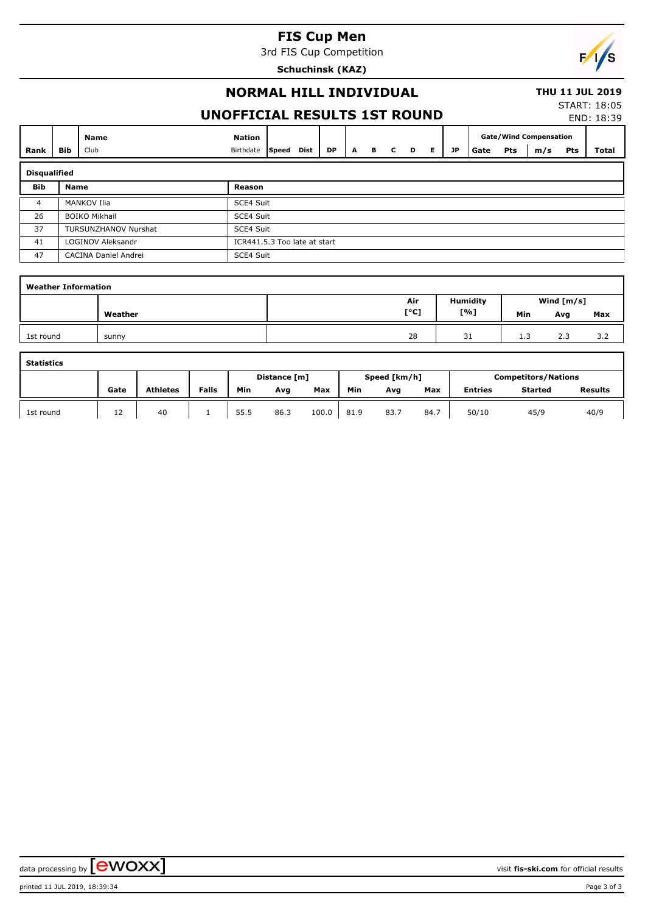# FIS Cup Men

3rd FIS Cup Competition

**Schuchinsk (KAZ)**

## NORMAL HILL INDIVIDUAL

**THU 11 JUL 2019**

START: 18:05

END: 18:39

## UNOFFICIAL RESULTS 1ST ROUND

| Rank | Bib | Name<br>Club | Nation<br>Birthdate | Speed | Dist | DP | A | B | C | D | E | JP | Gate | Pts | m/s | Pts | Total |
|---|---|---|---|---|---|---|---|---|---|---|---|---|---|---|---|---|---|

**Disqualified**

| Bib | Name | Reason |
|---|---|---|
| 4 | MANKOV Ilia | SCE4 Suit |
| 26 | BOIKO Mikhail | SCE4 Suit |
| 37 | TURSUNZHANOV Nurshat | SCE4 Suit |
| 41 | LOGINOV Aleksandr | ICR441.5.3 Too late at start |
| 47 | CACINA Daniel Andrei | SCE4 Suit |

**Weather Information**

| | Weather | Air [°C] | Humidity [%] | Wind [m/s] Min | Avg | Max |
|---|---|---|---|---|---|---|
| 1st round | sunny | 28 | 31 | 1.3 | 2.3 | 3.2 |

**Statistics**

| | Gate | Athletes | Falls | Distance [m] Min | Avg | Max | Speed [km/h] Min | Avg | Max | Competitors/Nations Entries | Started | Results |
|---|---|---|---|---|---|---|---|---|---|---|---|---|
| 1st round | 12 | 40 | 1 | 55.5 | 86.3 | 100.0 | 81.9 | 83.7 | 84.7 | 50/10 | 45/9 | 40/9 |

data processing by ewoxx

visit **fis-ski.com** for official results

printed 11 JUL 2019, 18:39:34